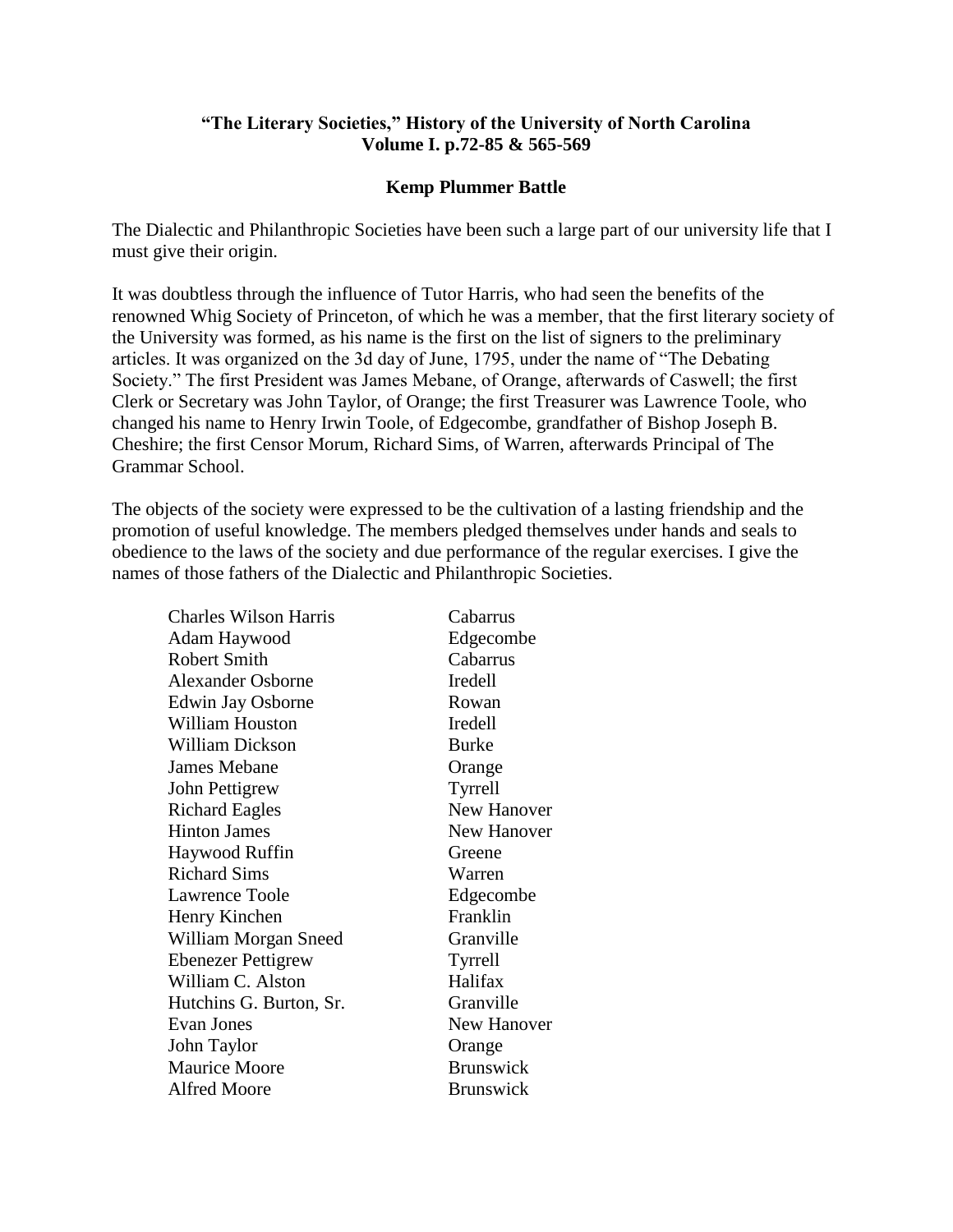**"The Literary Societies," History of the University of North Carolina**
**Volume I. p.72-85 & 565-569**

**Kemp Plummer Battle**

The Dialectic and Philanthropic Societies have been such a large part of our university life that I must give their origin.

It was doubtless through the influence of Tutor Harris, who had seen the benefits of the renowned Whig Society of Princeton, of which he was a member, that the first literary society of the University was formed, as his name is the first on the list of signers to the preliminary articles. It was organized on the 3d day of June, 1795, under the name of "The Debating Society." The first President was James Mebane, of Orange, afterwards of Caswell; the first Clerk or Secretary was John Taylor, of Orange; the first Treasurer was Lawrence Toole, who changed his name to Henry Irwin Toole, of Edgecombe, grandfather of Bishop Joseph B. Cheshire; the first Censor Morum, Richard Sims, of Warren, afterwards Principal of The Grammar School.

The objects of the society were expressed to be the cultivation of a lasting friendship and the promotion of useful knowledge. The members pledged themselves under hands and seals to obedience to the laws of the society and due performance of the regular exercises. I give the names of those fathers of the Dialectic and Philanthropic Societies.

| | |
|---|---|
| Charles Wilson Harris | Cabarrus |
| Adam Haywood | Edgecombe |
| Robert Smith | Cabarrus |
| Alexander Osborne | Iredell |
| Edwin Jay Osborne | Rowan |
| William Houston | Iredell |
| William Dickson | Burke |
| James Mebane | Orange |
| John Pettigrew | Tyrrell |
| Richard Eagles | New Hanover |
| Hinton James | New Hanover |
| Haywood Ruffin | Greene |
| Richard Sims | Warren |
| Lawrence Toole | Edgecombe |
| Henry Kinchen | Franklin |
| William Morgan Sneed | Granville |
| Ebenezer Pettigrew | Tyrrell |
| William C. Alston | Halifax |
| Hutchins G. Burton, Sr. | Granville |
| Evan Jones | New Hanover |
| John Taylor | Orange |
| Maurice Moore | Brunswick |
| Alfred Moore | Brunswick |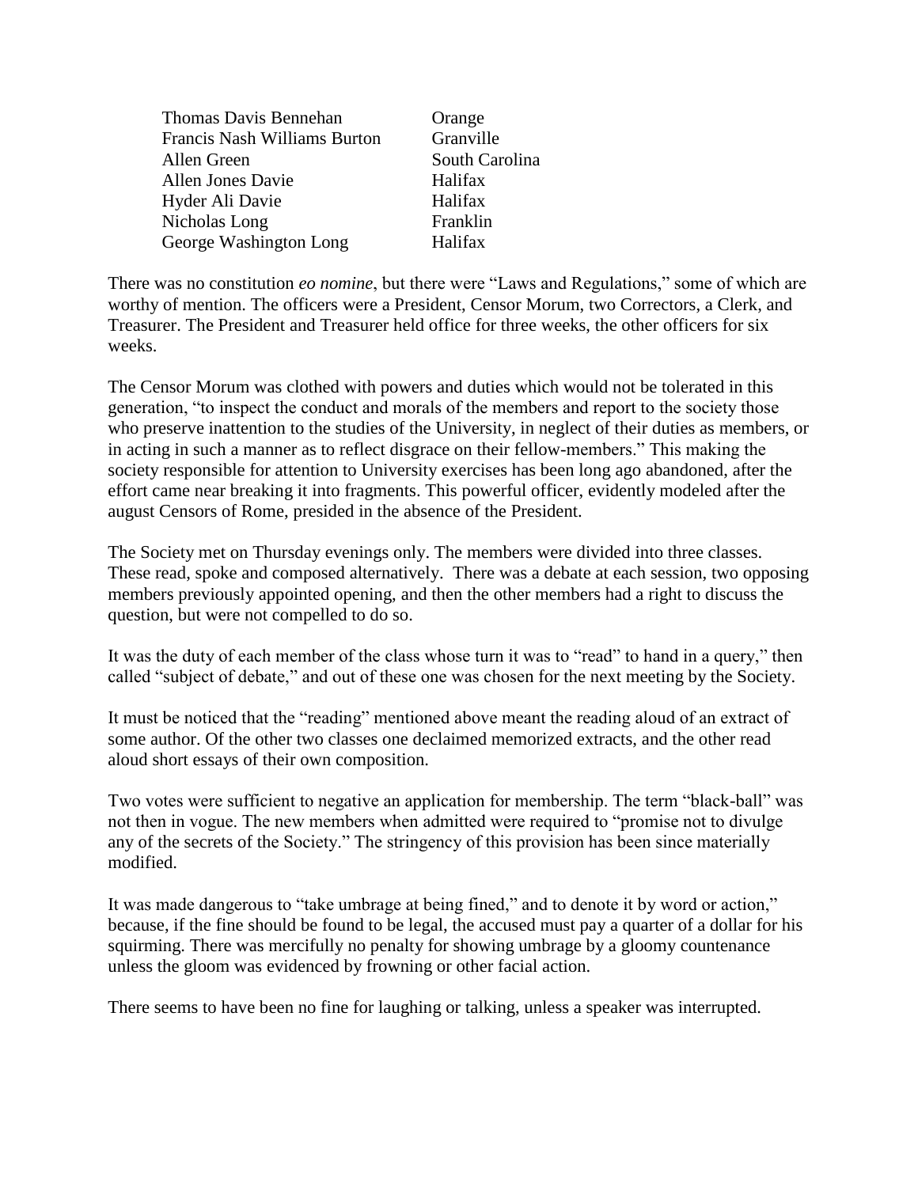| | |
|---|---|
| Thomas Davis Bennehan | Orange |
| Francis Nash Williams Burton | Granville |
| Allen Green | South Carolina |
| Allen Jones Davie | Halifax |
| Hyder Ali Davie | Halifax |
| Nicholas Long | Franklin |
| George Washington Long | Halifax |

There was no constitution *eo nomine*, but there were "Laws and Regulations," some of which are worthy of mention. The officers were a President, Censor Morum, two Correctors, a Clerk, and Treasurer. The President and Treasurer held office for three weeks, the other officers for six weeks.

The Censor Morum was clothed with powers and duties which would not be tolerated in this generation, "to inspect the conduct and morals of the members and report to the society those who preserve inattention to the studies of the University, in neglect of their duties as members, or in acting in such a manner as to reflect disgrace on their fellow-members." This making the society responsible for attention to University exercises has been long ago abandoned, after the effort came near breaking it into fragments. This powerful officer, evidently modeled after the august Censors of Rome, presided in the absence of the President.

The Society met on Thursday evenings only. The members were divided into three classes. These read, spoke and composed alternatively. There was a debate at each session, two opposing members previously appointed opening, and then the other members had a right to discuss the question, but were not compelled to do so.

It was the duty of each member of the class whose turn it was to "read" to hand in a query," then called "subject of debate," and out of these one was chosen for the next meeting by the Society.

It must be noticed that the "reading" mentioned above meant the reading aloud of an extract of some author. Of the other two classes one declaimed memorized extracts, and the other read aloud short essays of their own composition.

Two votes were sufficient to negative an application for membership. The term "black-ball" was not then in vogue. The new members when admitted were required to "promise not to divulge any of the secrets of the Society." The stringency of this provision has been since materially modified.

It was made dangerous to "take umbrage at being fined," and to denote it by word or action," because, if the fine should be found to be legal, the accused must pay a quarter of a dollar for his squirming. There was mercifully no penalty for showing umbrage by a gloomy countenance unless the gloom was evidenced by frowning or other facial action.

There seems to have been no fine for laughing or talking, unless a speaker was interrupted.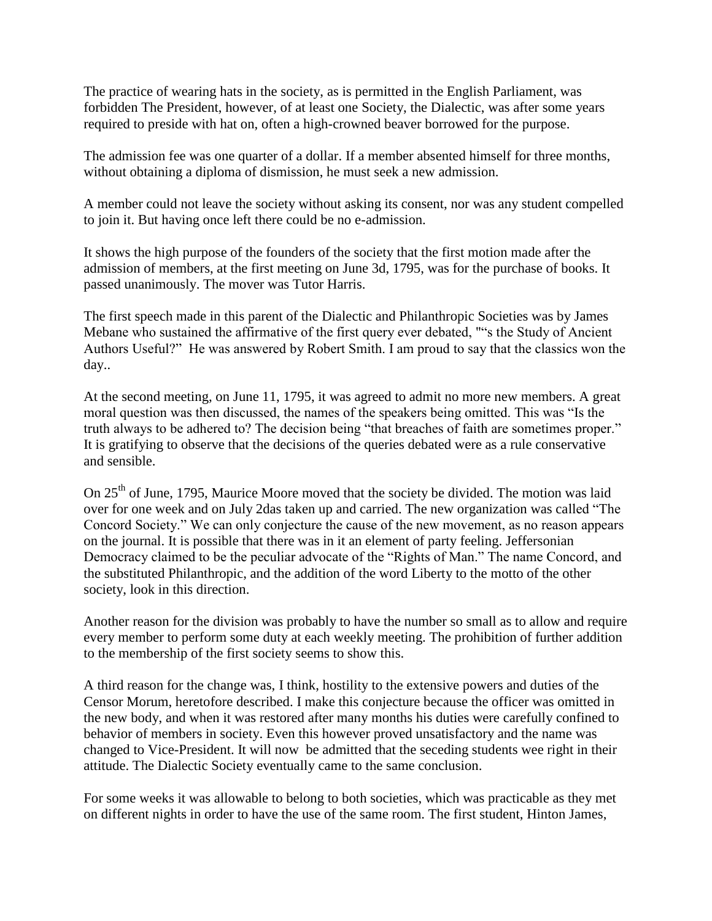The practice of wearing hats in the society, as is permitted in the English Parliament, was forbidden The President, however, of at least one Society, the Dialectic, was after some years required to preside with hat on, often a high-crowned beaver borrowed for the purpose.

The admission fee was one quarter of a dollar. If a member absented himself for three months, without obtaining a diploma of dismission, he must seek a new admission.

A member could not leave the society without asking its consent, nor was any student compelled to join it. But having once left there could be no e-admission.

It shows the high purpose of the founders of the society that the first motion made after the admission of members, at the first meeting on June 3d, 1795, was for the purchase of books. It passed unanimously. The mover was Tutor Harris.

The first speech made in this parent of the Dialectic and Philanthropic Societies was by James Mebane who sustained the affirmative of the first query ever debated, "“s the Study of Ancient Authors Useful?” He was answered by Robert Smith. I am proud to say that the classics won the day..

At the second meeting, on June 11, 1795, it was agreed to admit no more new members. A great moral question was then discussed, the names of the speakers being omitted. This was “Is the truth always to be adhered to? The decision being “that breaches of faith are sometimes proper.” It is gratifying to observe that the decisions of the queries debated were as a rule conservative and sensible.

On 25th of June, 1795, Maurice Moore moved that the society be divided. The motion was laid over for one week and on July 2das taken up and carried. The new organization was called “The Concord Society.” We can only conjecture the cause of the new movement, as no reason appears on the journal. It is possible that there was in it an element of party feeling. Jeffersonian Democracy claimed to be the peculiar advocate of the “Rights of Man.” The name Concord, and the substituted Philanthropic, and the addition of the word Liberty to the motto of the other society, look in this direction.

Another reason for the division was probably to have the number so small as to allow and require every member to perform some duty at each weekly meeting. The prohibition of further addition to the membership of the first society seems to show this.

A third reason for the change was, I think, hostility to the extensive powers and duties of the Censor Morum, heretofore described. I make this conjecture because the officer was omitted in the new body, and when it was restored after many months his duties were carefully confined to behavior of members in society. Even this however proved unsatisfactory and the name was changed to Vice-President. It will now be admitted that the seceding students wee right in their attitude. The Dialectic Society eventually came to the same conclusion.

For some weeks it was allowable to belong to both societies, which was practicable as they met on different nights in order to have the use of the same room. The first student, Hinton James,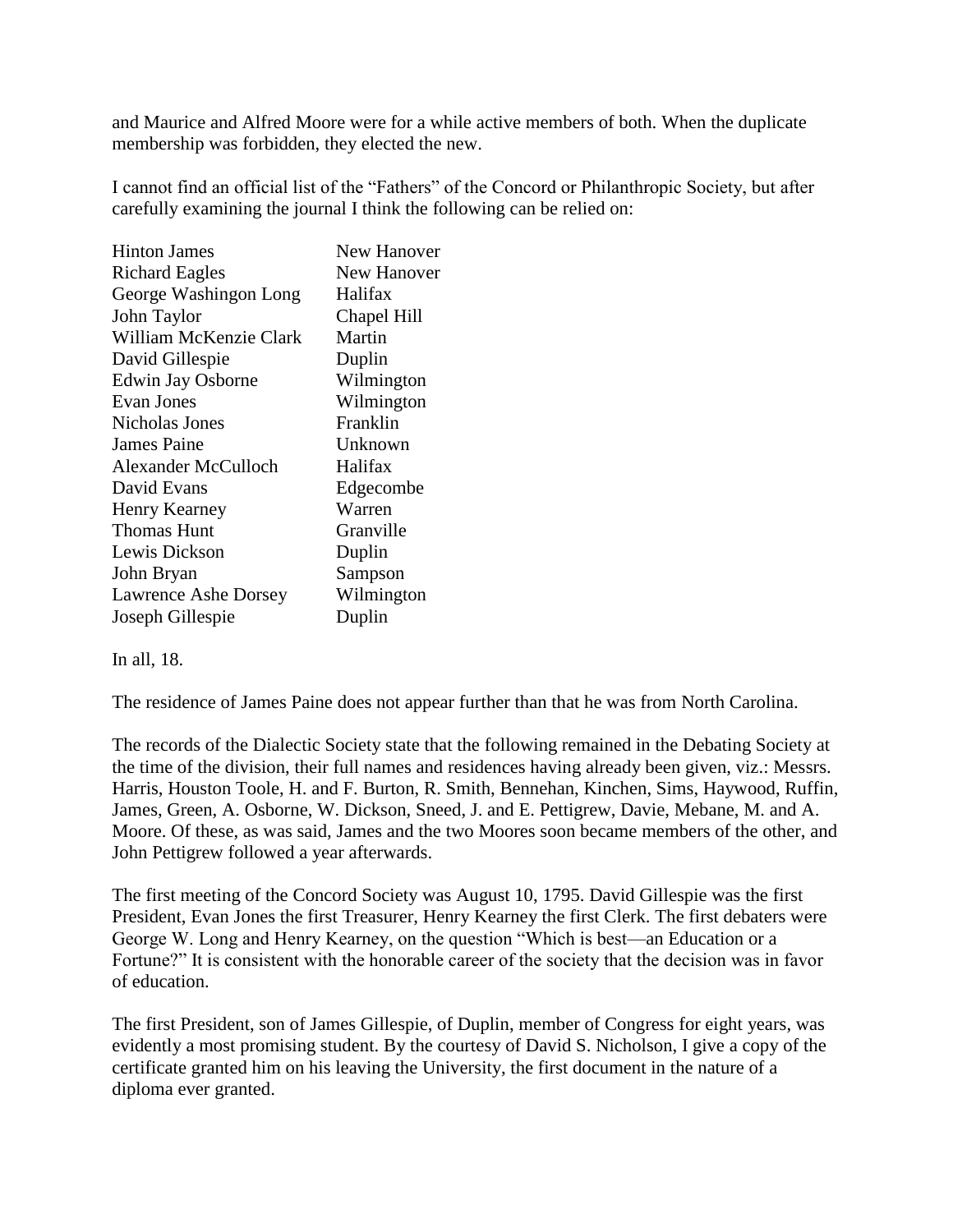and Maurice and Alfred Moore were for a while active members of both. When the duplicate membership was forbidden, they elected the new.

I cannot find an official list of the "Fathers" of the Concord or Philanthropic Society, but after carefully examining the journal I think the following can be relied on:

| | |
|---|---|
| Hinton James | New Hanover |
| Richard Eagles | New Hanover |
| George Washingon Long | Halifax |
| John Taylor | Chapel Hill |
| William McKenzie Clark | Martin |
| David Gillespie | Duplin |
| Edwin Jay Osborne | Wilmington |
| Evan Jones | Wilmington |
| Nicholas Jones | Franklin |
| James Paine | Unknown |
| Alexander McCulloch | Halifax |
| David Evans | Edgecombe |
| Henry Kearney | Warren |
| Thomas Hunt | Granville |
| Lewis Dickson | Duplin |
| John Bryan | Sampson |
| Lawrence Ashe Dorsey | Wilmington |
| Joseph Gillespie | Duplin |

In all, 18.

The residence of James Paine does not appear further than that he was from North Carolina.

The records of the Dialectic Society state that the following remained in the Debating Society at the time of the division, their full names and residences having already been given, viz.: Messrs. Harris, Houston Toole, H. and F. Burton, R. Smith, Bennehan, Kinchen, Sims, Haywood, Ruffin, James, Green, A. Osborne, W. Dickson, Sneed, J. and E. Pettigrew, Davie, Mebane, M. and A. Moore. Of these, as was said, James and the two Moores soon became members of the other, and John Pettigrew followed a year afterwards.

The first meeting of the Concord Society was August 10, 1795. David Gillespie was the first President, Evan Jones the first Treasurer, Henry Kearney the first Clerk. The first debaters were George W. Long and Henry Kearney, on the question "Which is best—an Education or a Fortune?" It is consistent with the honorable career of the society that the decision was in favor of education.

The first President, son of James Gillespie, of Duplin, member of Congress for eight years, was evidently a most promising student. By the courtesy of David S. Nicholson, I give a copy of the certificate granted him on his leaving the University, the first document in the nature of a diploma ever granted.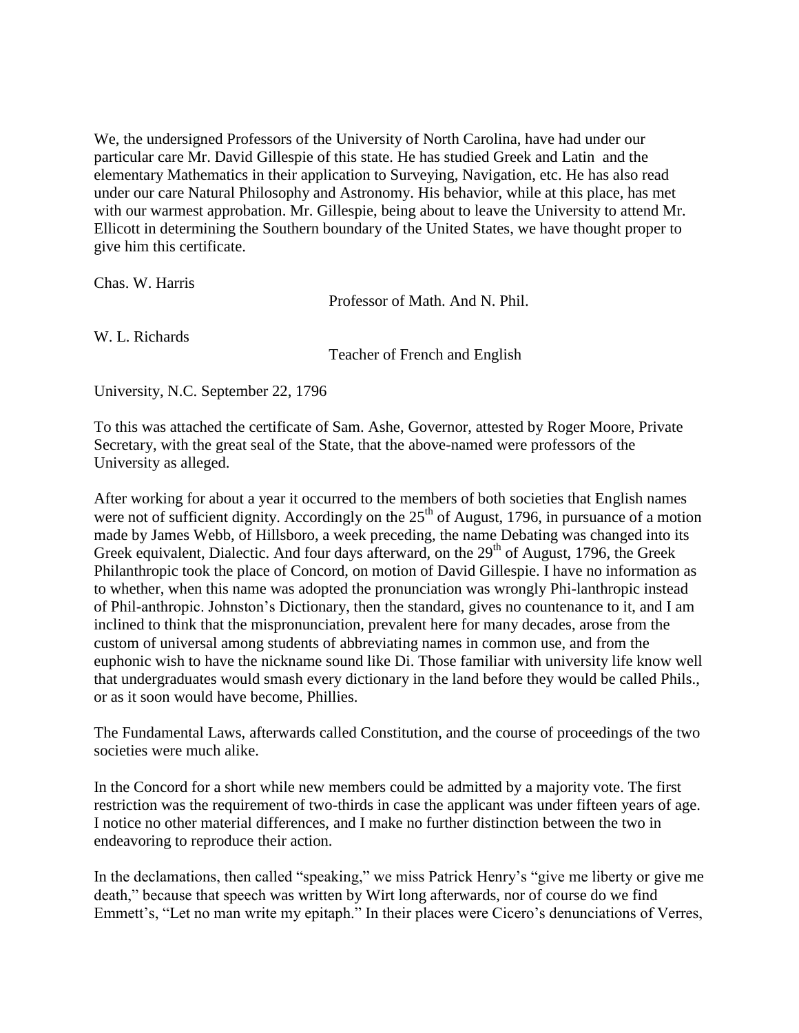We, the undersigned Professors of the University of North Carolina, have had under our particular care Mr. David Gillespie of this state. He has studied Greek and Latin and the elementary Mathematics in their application to Surveying, Navigation, etc. He has also read under our care Natural Philosophy and Astronomy. His behavior, while at this place, has met with our warmest approbation. Mr. Gillespie, being about to leave the University to attend Mr. Ellicott in determining the Southern boundary of the United States, we have thought proper to give him this certificate.

Chas. W. Harris

Professor of Math. And N. Phil.

W. L. Richards

Teacher of French and English

University, N.C. September 22, 1796

To this was attached the certificate of Sam. Ashe, Governor, attested by Roger Moore, Private Secretary, with the great seal of the State, that the above-named were professors of the University as alleged.

After working for about a year it occurred to the members of both societies that English names were not of sufficient dignity. Accordingly on the 25th of August, 1796, in pursuance of a motion made by James Webb, of Hillsboro, a week preceding, the name Debating was changed into its Greek equivalent, Dialectic. And four days afterward, on the 29th of August, 1796, the Greek Philanthropic took the place of Concord, on motion of David Gillespie. I have no information as to whether, when this name was adopted the pronunciation was wrongly Phi-lanthropic instead of Phil-anthropic. Johnston's Dictionary, then the standard, gives no countenance to it, and I am inclined to think that the mispronunciation, prevalent here for many decades, arose from the custom of universal among students of abbreviating names in common use, and from the euphonic wish to have the nickname sound like Di. Those familiar with university life know well that undergraduates would smash every dictionary in the land before they would be called Phils., or as it soon would have become, Phillies.

The Fundamental Laws, afterwards called Constitution, and the course of proceedings of the two societies were much alike.

In the Concord for a short while new members could be admitted by a majority vote. The first restriction was the requirement of two-thirds in case the applicant was under fifteen years of age. I notice no other material differences, and I make no further distinction between the two in endeavoring to reproduce their action.

In the declamations, then called "speaking," we miss Patrick Henry's "give me liberty or give me death," because that speech was written by Wirt long afterwards, nor of course do we find Emmett's, "Let no man write my epitaph." In their places were Cicero's denunciations of Verres,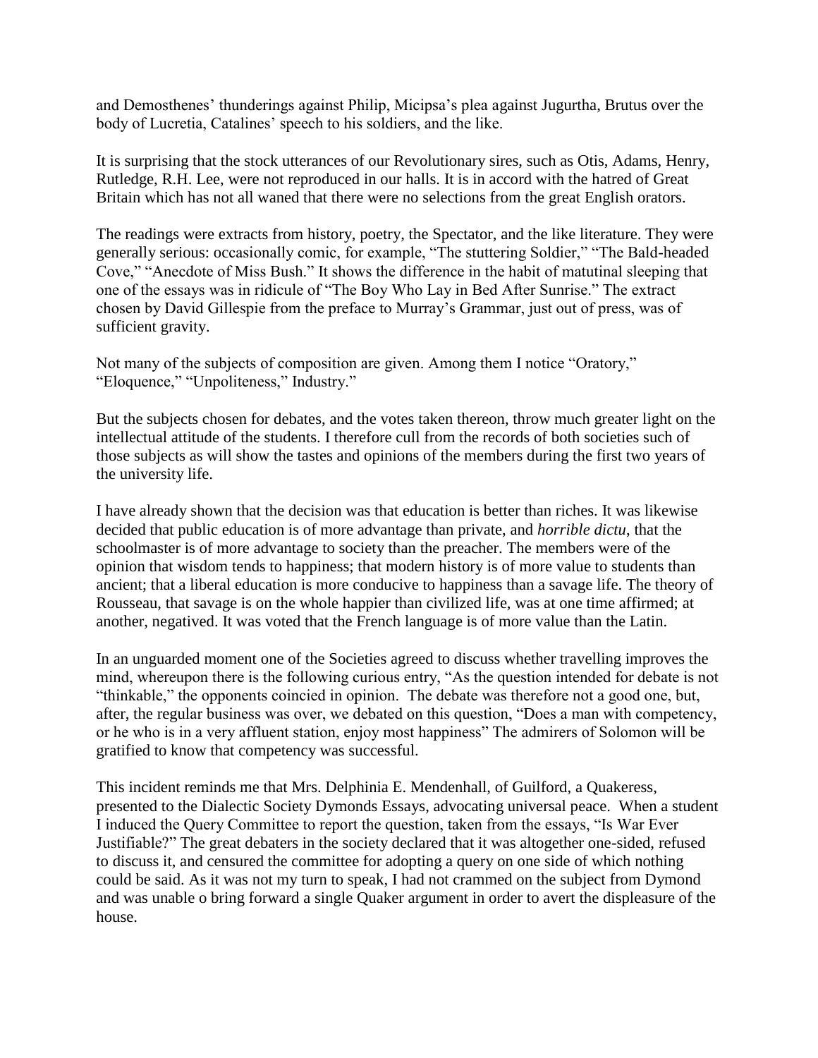and Demosthenes' thunderings against Philip, Micipsa's plea against Jugurtha, Brutus over the body of Lucretia, Catalines' speech to his soldiers, and the like.

It is surprising that the stock utterances of our Revolutionary sires, such as Otis, Adams, Henry, Rutledge, R.H. Lee, were not reproduced in our halls. It is in accord with the hatred of Great Britain which has not all waned that there were no selections from the great English orators.

The readings were extracts from history, poetry, the Spectator, and the like literature. They were generally serious: occasionally comic, for example, "The stuttering Soldier," "The Bald-headed Cove," "Anecdote of Miss Bush." It shows the difference in the habit of matutinal sleeping that one of the essays was in ridicule of "The Boy Who Lay in Bed After Sunrise." The extract chosen by David Gillespie from the preface to Murray's Grammar, just out of press, was of sufficient gravity.

Not many of the subjects of composition are given. Among them I notice "Oratory," "Eloquence," "Unpoliteness," Industry."

But the subjects chosen for debates, and the votes taken thereon, throw much greater light on the intellectual attitude of the students. I therefore cull from the records of both societies such of those subjects as will show the tastes and opinions of the members during the first two years of the university life.

I have already shown that the decision was that education is better than riches. It was likewise decided that public education is of more advantage than private, and *horrible dictu*, that the schoolmaster is of more advantage to society than the preacher. The members were of the opinion that wisdom tends to happiness; that modern history is of more value to students than ancient; that a liberal education is more conducive to happiness than a savage life. The theory of Rousseau, that savage is on the whole happier than civilized life, was at one time affirmed; at another, negatived. It was voted that the French language is of more value than the Latin.

In an unguarded moment one of the Societies agreed to discuss whether travelling improves the mind, whereupon there is the following curious entry, "As the question intended for debate is not "thinkable," the opponents coincied in opinion. The debate was therefore not a good one, but, after, the regular business was over, we debated on this question, "Does a man with competency, or he who is in a very affluent station, enjoy most happiness" The admirers of Solomon will be gratified to know that competency was successful.

This incident reminds me that Mrs. Delphinia E. Mendenhall, of Guilford, a Quakeress, presented to the Dialectic Society Dymonds Essays, advocating universal peace. When a student I induced the Query Committee to report the question, taken from the essays, "Is War Ever Justifiable?" The great debaters in the society declared that it was altogether one-sided, refused to discuss it, and censured the committee for adopting a query on one side of which nothing could be said. As it was not my turn to speak, I had not crammed on the subject from Dymond and was unable o bring forward a single Quaker argument in order to avert the displeasure of the house.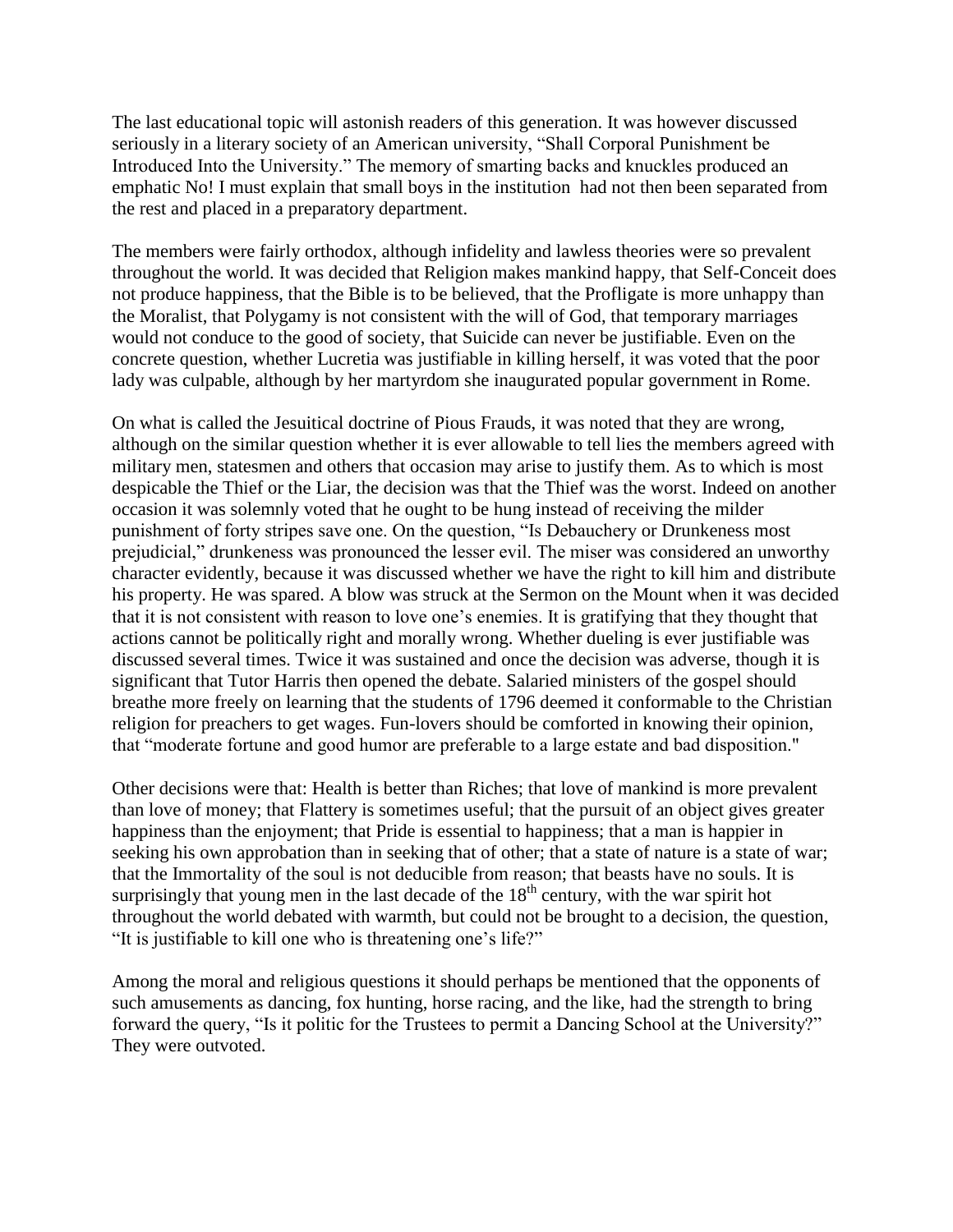The last educational topic will astonish readers of this generation. It was however discussed seriously in a literary society of an American university, "Shall Corporal Punishment be Introduced Into the University." The memory of smarting backs and knuckles produced an emphatic No! I must explain that small boys in the institution had not then been separated from the rest and placed in a preparatory department.

The members were fairly orthodox, although infidelity and lawless theories were so prevalent throughout the world. It was decided that Religion makes mankind happy, that Self-Conceit does not produce happiness, that the Bible is to be believed, that the Profligate is more unhappy than the Moralist, that Polygamy is not consistent with the will of God, that temporary marriages would not conduce to the good of society, that Suicide can never be justifiable. Even on the concrete question, whether Lucretia was justifiable in killing herself, it was voted that the poor lady was culpable, although by her martyrdom she inaugurated popular government in Rome.

On what is called the Jesuitical doctrine of Pious Frauds, it was noted that they are wrong, although on the similar question whether it is ever allowable to tell lies the members agreed with military men, statesmen and others that occasion may arise to justify them. As to which is most despicable the Thief or the Liar, the decision was that the Thief was the worst. Indeed on another occasion it was solemnly voted that he ought to be hung instead of receiving the milder punishment of forty stripes save one. On the question, "Is Debauchery or Drunkeness most prejudicial," drunkeness was pronounced the lesser evil. The miser was considered an unworthy character evidently, because it was discussed whether we have the right to kill him and distribute his property. He was spared. A blow was struck at the Sermon on the Mount when it was decided that it is not consistent with reason to love one's enemies. It is gratifying that they thought that actions cannot be politically right and morally wrong. Whether dueling is ever justifiable was discussed several times. Twice it was sustained and once the decision was adverse, though it is significant that Tutor Harris then opened the debate. Salaried ministers of the gospel should breathe more freely on learning that the students of 1796 deemed it conformable to the Christian religion for preachers to get wages. Fun-lovers should be comforted in knowing their opinion, that "moderate fortune and good humor are preferable to a large estate and bad disposition."

Other decisions were that: Health is better than Riches; that love of mankind is more prevalent than love of money; that Flattery is sometimes useful; that the pursuit of an object gives greater happiness than the enjoyment; that Pride is essential to happiness; that a man is happier in seeking his own approbation than in seeking that of other; that a state of nature is a state of war; that the Immortality of the soul is not deducible from reason; that beasts have no souls. It is surprisingly that young men in the last decade of the 18th century, with the war spirit hot throughout the world debated with warmth, but could not be brought to a decision, the question, "It is justifiable to kill one who is threatening one's life?"

Among the moral and religious questions it should perhaps be mentioned that the opponents of such amusements as dancing, fox hunting, horse racing, and the like, had the strength to bring forward the query, "Is it politic for the Trustees to permit a Dancing School at the University?" They were outvoted.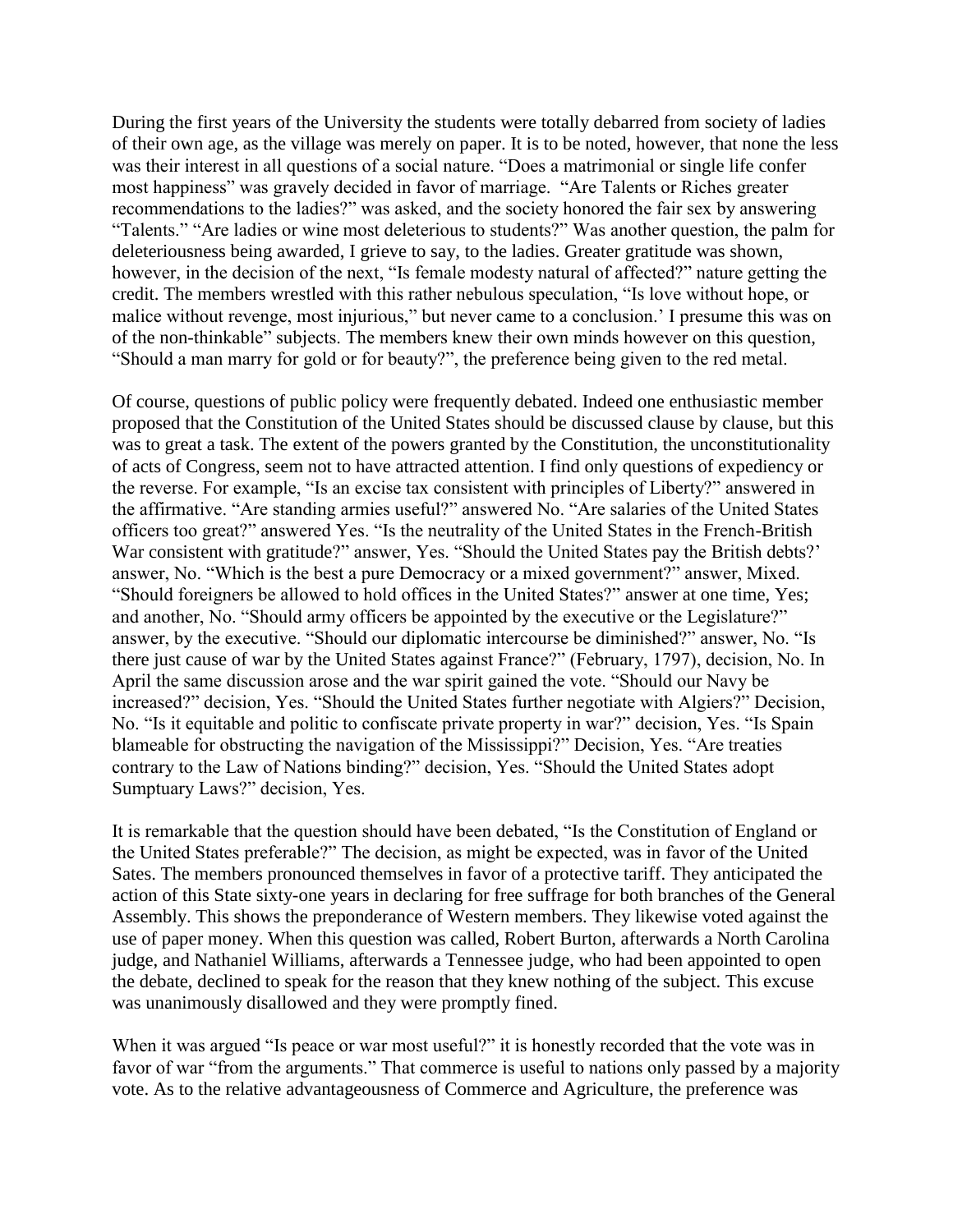During the first years of the University the students were totally debarred from society of ladies of their own age, as the village was merely on paper. It is to be noted, however, that none the less was their interest in all questions of a social nature. "Does a matrimonial or single life confer most happiness" was gravely decided in favor of marriage. "Are Talents or Riches greater recommendations to the ladies?" was asked, and the society honored the fair sex by answering "Talents." "Are ladies or wine most deleterious to students?" Was another question, the palm for deleteriousness being awarded, I grieve to say, to the ladies. Greater gratitude was shown, however, in the decision of the next, "Is female modesty natural of affected?" nature getting the credit. The members wrestled with this rather nebulous speculation, "Is love without hope, or malice without revenge, most injurious," but never came to a conclusion.' I presume this was on of the non-thinkable" subjects. The members knew their own minds however on this question, "Should a man marry for gold or for beauty?", the preference being given to the red metal.

Of course, questions of public policy were frequently debated. Indeed one enthusiastic member proposed that the Constitution of the United States should be discussed clause by clause, but this was to great a task. The extent of the powers granted by the Constitution, the unconstitutionality of acts of Congress, seem not to have attracted attention. I find only questions of expediency or the reverse. For example, "Is an excise tax consistent with principles of Liberty?" answered in the affirmative. "Are standing armies useful?" answered No. "Are salaries of the United States officers too great?" answered Yes. "Is the neutrality of the United States in the French-British War consistent with gratitude?" answer, Yes. "Should the United States pay the British debts?' answer, No. "Which is the best a pure Democracy or a mixed government?" answer, Mixed. "Should foreigners be allowed to hold offices in the United States?" answer at one time, Yes; and another, No. "Should army officers be appointed by the executive or the Legislature?" answer, by the executive. "Should our diplomatic intercourse be diminished?" answer, No. "Is there just cause of war by the United States against France?" (February, 1797), decision, No. In April the same discussion arose and the war spirit gained the vote. "Should our Navy be increased?" decision, Yes. "Should the United States further negotiate with Algiers?" Decision, No. "Is it equitable and politic to confiscate private property in war?" decision, Yes. "Is Spain blameable for obstructing the navigation of the Mississippi?" Decision, Yes. "Are treaties contrary to the Law of Nations binding?" decision, Yes. "Should the United States adopt Sumptuary Laws?" decision, Yes.

It is remarkable that the question should have been debated, "Is the Constitution of England or the United States preferable?" The decision, as might be expected, was in favor of the United Sates. The members pronounced themselves in favor of a protective tariff. They anticipated the action of this State sixty-one years in declaring for free suffrage for both branches of the General Assembly. This shows the preponderance of Western members. They likewise voted against the use of paper money. When this question was called, Robert Burton, afterwards a North Carolina judge, and Nathaniel Williams, afterwards a Tennessee judge, who had been appointed to open the debate, declined to speak for the reason that they knew nothing of the subject. This excuse was unanimously disallowed and they were promptly fined.

When it was argued "Is peace or war most useful?" it is honestly recorded that the vote was in favor of war "from the arguments." That commerce is useful to nations only passed by a majority vote. As to the relative advantageousness of Commerce and Agriculture, the preference was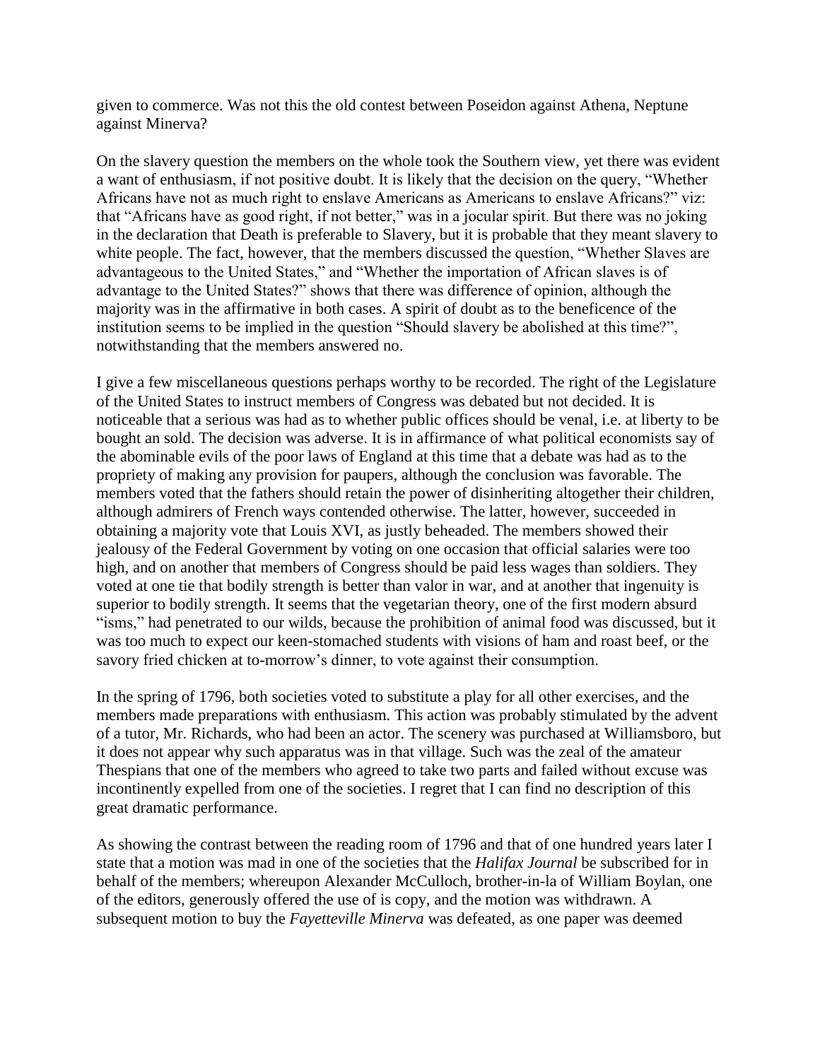given to commerce. Was not this the old contest between Poseidon against Athena, Neptune against Minerva?

On the slavery question the members on the whole took the Southern view, yet there was evident a want of enthusiasm, if not positive doubt. It is likely that the decision on the query, "Whether Africans have not as much right to enslave Americans as Americans to enslave Africans?" viz: that "Africans have as good right, if not better," was in a jocular spirit. But there was no joking in the declaration that Death is preferable to Slavery, but it is probable that they meant slavery to white people. The fact, however, that the members discussed the question, "Whether Slaves are advantageous to the United States," and "Whether the importation of African slaves is of advantage to the United States?" shows that there was difference of opinion, although the majority was in the affirmative in both cases. A spirit of doubt as to the beneficence of the institution seems to be implied in the question "Should slavery be abolished at this time?", notwithstanding that the members answered no.

I give a few miscellaneous questions perhaps worthy to be recorded. The right of the Legislature of the United States to instruct members of Congress was debated but not decided. It is noticeable that a serious was had as to whether public offices should be venal, i.e. at liberty to be bought an sold. The decision was adverse. It is in affirmance of what political economists say of the abominable evils of the poor laws of England at this time that a debate was had as to the propriety of making any provision for paupers, although the conclusion was favorable. The members voted that the fathers should retain the power of disinheriting altogether their children, although admirers of French ways contended otherwise. The latter, however, succeeded in obtaining a majority vote that Louis XVI, as justly beheaded. The members showed their jealousy of the Federal Government by voting on one occasion that official salaries were too high, and on another that members of Congress should be paid less wages than soldiers. They voted at one tie that bodily strength is better than valor in war, and at another that ingenuity is superior to bodily strength. It seems that the vegetarian theory, one of the first modern absurd "isms," had penetrated to our wilds, because the prohibition of animal food was discussed, but it was too much to expect our keen-stomached students with visions of ham and roast beef, or the savory fried chicken at to-morrow's dinner, to vote against their consumption.

In the spring of 1796, both societies voted to substitute a play for all other exercises, and the members made preparations with enthusiasm. This action was probably stimulated by the advent of a tutor, Mr. Richards, who had been an actor. The scenery was purchased at Williamsboro, but it does not appear why such apparatus was in that village. Such was the zeal of the amateur Thespians that one of the members who agreed to take two parts and failed without excuse was incontinently expelled from one of the societies. I regret that I can find no description of this great dramatic performance.

As showing the contrast between the reading room of 1796 and that of one hundred years later I state that a motion was mad in one of the societies that the *Halifax Journal* be subscribed for in behalf of the members; whereupon Alexander McCulloch, brother-in-la of William Boylan, one of the editors, generously offered the use of is copy, and the motion was withdrawn. A subsequent motion to buy the *Fayetteville Minerva* was defeated, as one paper was deemed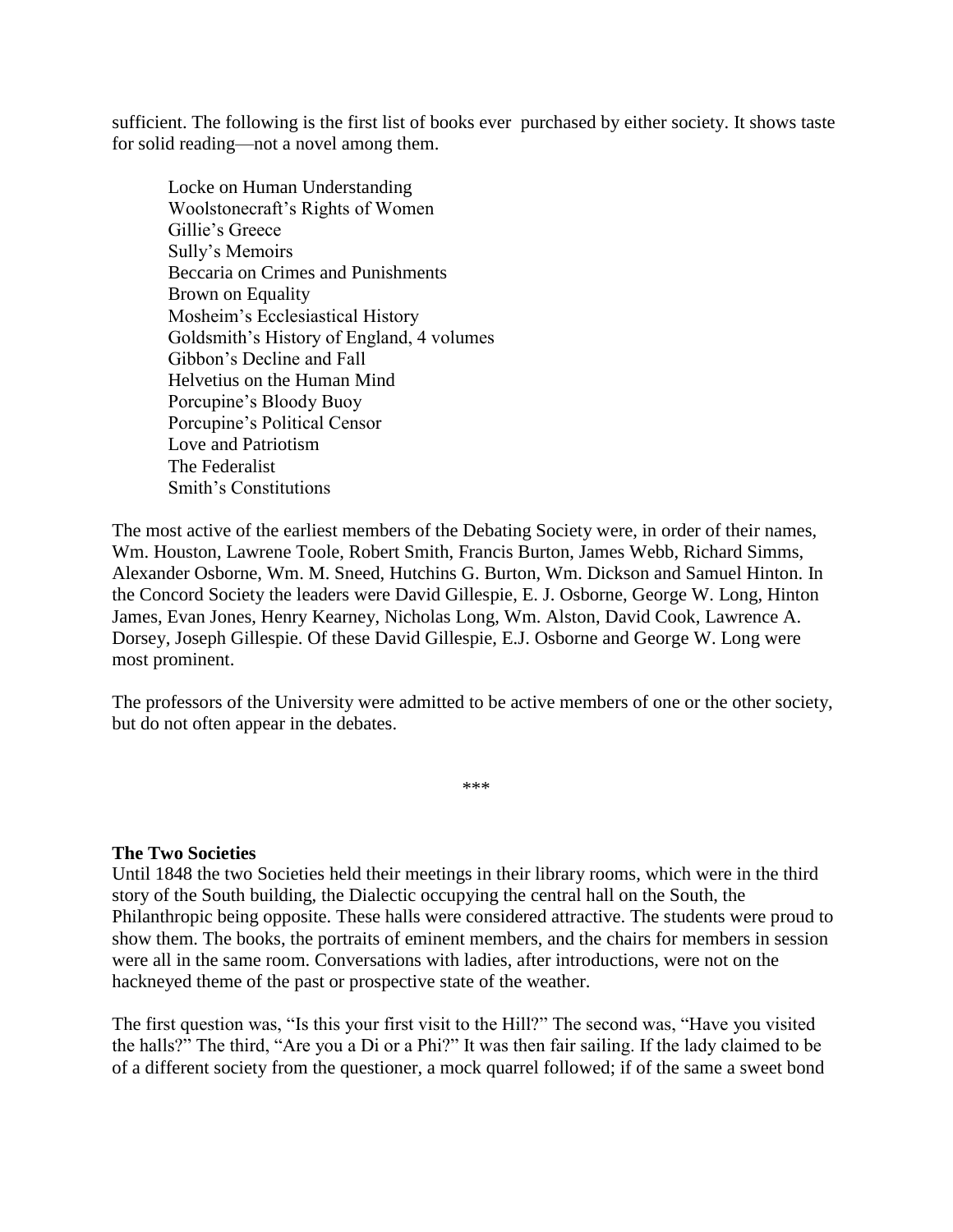sufficient. The following is the first list of books ever purchased by either society. It shows taste for solid reading—not a novel among them.

Locke on Human Understanding
Woolstonecraft's Rights of Women
Gillie's Greece
Sully's Memoirs
Beccaria on Crimes and Punishments
Brown on Equality
Mosheim's Ecclesiastical History
Goldsmith's History of England, 4 volumes
Gibbon's Decline and Fall
Helvetius on the Human Mind
Porcupine's Bloody Buoy
Porcupine's Political Censor
Love and Patriotism
The Federalist
Smith's Constitutions

The most active of the earliest members of the Debating Society were, in order of their names, Wm. Houston, Lawrene Toole, Robert Smith, Francis Burton, James Webb, Richard Simms, Alexander Osborne, Wm. M. Sneed, Hutchins G. Burton, Wm. Dickson and Samuel Hinton. In the Concord Society the leaders were David Gillespie, E. J. Osborne, George W. Long, Hinton James, Evan Jones, Henry Kearney, Nicholas Long, Wm. Alston, David Cook, Lawrence A. Dorsey, Joseph Gillespie. Of these David Gillespie, E.J. Osborne and George W. Long were most prominent.

The professors of the University were admitted to be active members of one or the other society, but do not often appear in the debates.

\*\*\*

**The Two Societies**

Until 1848 the two Societies held their meetings in their library rooms, which were in the third story of the South building, the Dialectic occupying the central hall on the South, the Philanthropic being opposite. These halls were considered attractive. The students were proud to show them. The books, the portraits of eminent members, and the chairs for members in session were all in the same room. Conversations with ladies, after introductions, were not on the hackneyed theme of the past or prospective state of the weather.

The first question was, "Is this your first visit to the Hill?" The second was, "Have you visited the halls?" The third, "Are you a Di or a Phi?" It was then fair sailing. If the lady claimed to be of a different society from the questioner, a mock quarrel followed; if of the same a sweet bond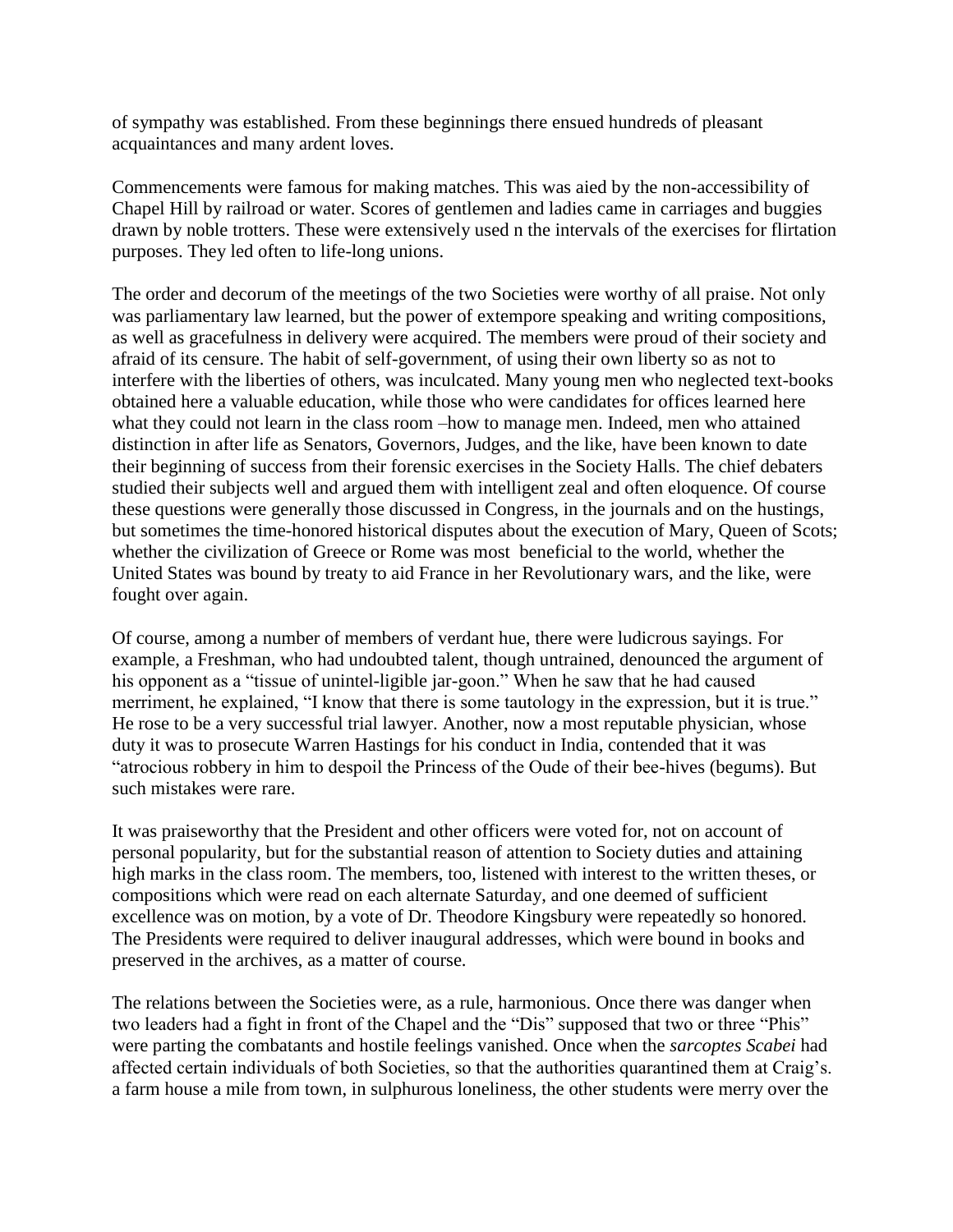of sympathy was established. From these beginnings there ensued hundreds of pleasant acquaintances and many ardent loves.

Commencements were famous for making matches. This was aied by the non-accessibility of Chapel Hill by railroad or water. Scores of gentlemen and ladies came in carriages and buggies drawn by noble trotters. These were extensively used n the intervals of the exercises for flirtation purposes. They led often to life-long unions.

The order and decorum of the meetings of the two Societies were worthy of all praise. Not only was parliamentary law learned, but the power of extempore speaking and writing compositions, as well as gracefulness in delivery were acquired. The members were proud of their society and afraid of its censure. The habit of self-government, of using their own liberty so as not to interfere with the liberties of others, was inculcated. Many young men who neglected text-books obtained here a valuable education, while those who were candidates for offices learned here what they could not learn in the class room –how to manage men. Indeed, men who attained distinction in after life as Senators, Governors, Judges, and the like, have been known to date their beginning of success from their forensic exercises in the Society Halls. The chief debaters studied their subjects well and argued them with intelligent zeal and often eloquence. Of course these questions were generally those discussed in Congress, in the journals and on the hustings, but sometimes the time-honored historical disputes about the execution of Mary, Queen of Scots; whether the civilization of Greece or Rome was most beneficial to the world, whether the United States was bound by treaty to aid France in her Revolutionary wars, and the like, were fought over again.

Of course, among a number of members of verdant hue, there were ludicrous sayings. For example, a Freshman, who had undoubted talent, though untrained, denounced the argument of his opponent as a "tissue of unintel-ligible jar-goon." When he saw that he had caused merriment, he explained, "I know that there is some tautology in the expression, but it is true." He rose to be a very successful trial lawyer. Another, now a most reputable physician, whose duty it was to prosecute Warren Hastings for his conduct in India, contended that it was "atrocious robbery in him to despoil the Princess of the Oude of their bee-hives (begums). But such mistakes were rare.

It was praiseworthy that the President and other officers were voted for, not on account of personal popularity, but for the substantial reason of attention to Society duties and attaining high marks in the class room. The members, too, listened with interest to the written theses, or compositions which were read on each alternate Saturday, and one deemed of sufficient excellence was on motion, by a vote of Dr. Theodore Kingsbury were repeatedly so honored. The Presidents were required to deliver inaugural addresses, which were bound in books and preserved in the archives, as a matter of course.

The relations between the Societies were, as a rule, harmonious. Once there was danger when two leaders had a fight in front of the Chapel and the "Dis" supposed that two or three "Phis" were parting the combatants and hostile feelings vanished. Once when the *sarcoptes Scabei* had affected certain individuals of both Societies, so that the authorities quarantined them at Craig's. a farm house a mile from town, in sulphurous loneliness, the other students were merry over the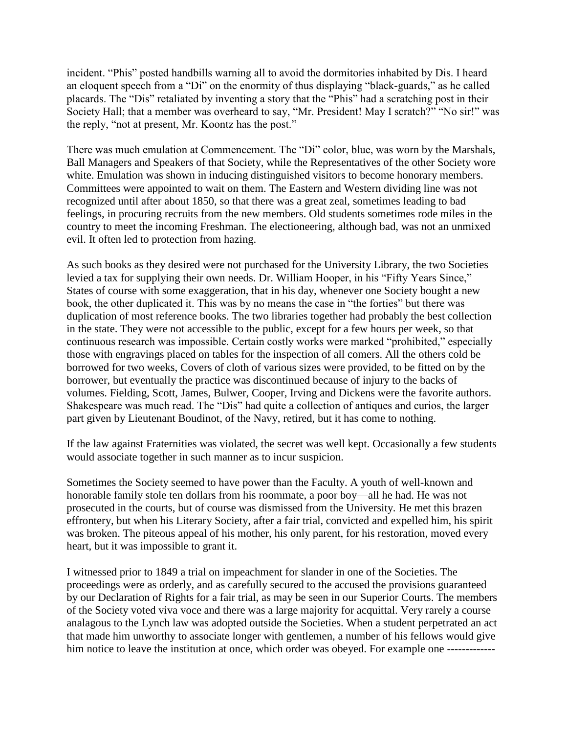incident. "Phis" posted handbills warning all to avoid the dormitories inhabited by Dis. I heard an eloquent speech from a "Di" on the enormity of thus displaying "black-guards," as he called placards. The "Dis" retaliated by inventing a story that the "Phis" had a scratching post in their Society Hall; that a member was overheard to say, "Mr. President! May I scratch?" "No sir!" was the reply, "not at present, Mr. Koontz has the post."

There was much emulation at Commencement. The "Di" color, blue, was worn by the Marshals, Ball Managers and Speakers of that Society, while the Representatives of the other Society wore white. Emulation was shown in inducing distinguished visitors to become honorary members. Committees were appointed to wait on them. The Eastern and Western dividing line was not recognized until after about 1850, so that there was a great zeal, sometimes leading to bad feelings, in procuring recruits from the new members. Old students sometimes rode miles in the country to meet the incoming Freshman. The electioneering, although bad, was not an unmixed evil. It often led to protection from hazing.

As such books as they desired were not purchased for the University Library, the two Societies levied a tax for supplying their own needs. Dr. William Hooper, in his "Fifty Years Since," States of course with some exaggeration, that in his day, whenever one Society bought a new book, the other duplicated it. This was by no means the case in "the forties" but there was duplication of most reference books. The two libraries together had probably the best collection in the state. They were not accessible to the public, except for a few hours per week, so that continuous research was impossible. Certain costly works were marked "prohibited," especially those with engravings placed on tables for the inspection of all comers. All the others cold be borrowed for two weeks, Covers of cloth of various sizes were provided, to be fitted on by the borrower, but eventually the practice was discontinued because of injury to the backs of volumes. Fielding, Scott, James, Bulwer, Cooper, Irving and Dickens were the favorite authors. Shakespeare was much read. The "Dis" had quite a collection of antiques and curios, the larger part given by Lieutenant Boudinot, of the Navy, retired, but it has come to nothing.

If the law against Fraternities was violated, the secret was well kept. Occasionally a few students would associate together in such manner as to incur suspicion.

Sometimes the Society seemed to have power than the Faculty. A youth of well-known and honorable family stole ten dollars from his roommate, a poor boy—all he had. He was not prosecuted in the courts, but of course was dismissed from the University. He met this brazen effrontery, but when his Literary Society, after a fair trial, convicted and expelled him, his spirit was broken. The piteous appeal of his mother, his only parent, for his restoration, moved every heart, but it was impossible to grant it.

I witnessed prior to 1849 a trial on impeachment for slander in one of the Societies. The proceedings were as orderly, and as carefully secured to the accused the provisions guaranteed by our Declaration of Rights for a fair trial, as may be seen in our Superior Courts. The members of the Society voted viva voce and there was a large majority for acquittal. Very rarely a course analagous to the Lynch law was adopted outside the Societies. When a student perpetrated an act that made him unworthy to associate longer with gentlemen, a number of his fellows would give him notice to leave the institution at once, which order was obeyed. For example one -------------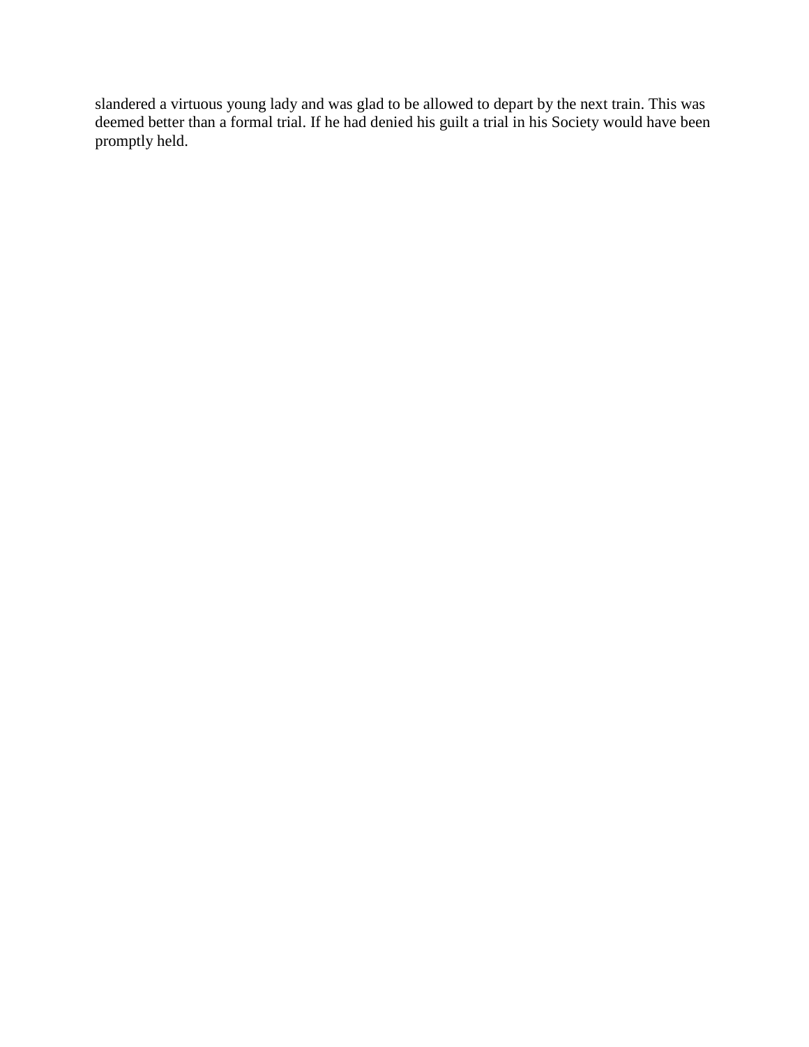slandered a virtuous young lady and was glad to be allowed to depart by the next train. This was deemed better than a formal trial. If he had denied his guilt a trial in his Society would have been promptly held.